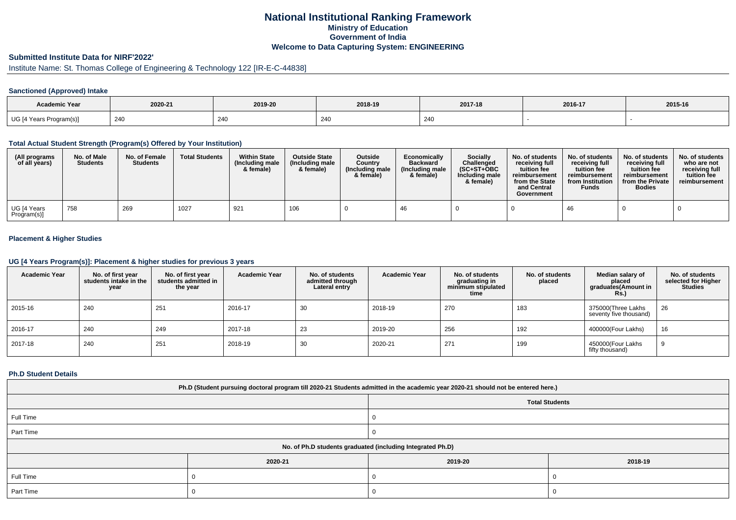# National Institutional Ranking Framework

## Ministry of Education

## Government of India

## Welcome to Data Capturing System: ENGINEERING

### Submitted Institute Data for NIRF'2022'

Institute Name: St. Thomas College of Engineering & Technology 122 [IR-E-C-44838]

#### Sanctioned (Approved) Intake

| Academic Year | 2020-21 | 2019-20 | 2018-19 | 2017-18 | 2016-17 | 2015-16 |
|---|---|---|---|---|---|---|
| UG [4 Years Program(s)] | 240 | 240 | 240 | 240 | - | - |

#### Total Actual Student Strength (Program(s) Offered by Your Institution)

| (All programs of all years) | No. of Male Students | No. of Female Students | Total Students | Within State (Including male & female) | Outside State (Including male & female) | Outside Country (Including male & female) | Economically Backward (Including male & female) | Socially Challenged (SC+ST+OBC Including male & female) | No. of students receiving full tuition fee reimbursement from the State and Central Government | No. of students receiving full tuition fee reimbursement from Institution Funds | No. of students receiving full tuition fee reimbursement from the Private Bodies | No. of students who are not receiving full tuition fee reimbursement |
|---|---|---|---|---|---|---|---|---|---|---|---|---|
| UG [4 Years Program(s)] | 758 | 269 | 1027 | 921 | 106 | 0 | 46 | 0 | 0 | 46 | 0 | 0 |

#### Placement & Higher Studies

#### UG [4 Years Program(s)]: Placement & higher studies for previous 3 years

| Academic Year | No. of first year students intake in the year | No. of first year students admitted in the year | Academic Year | No. of students admitted through Lateral entry | Academic Year | No. of students graduating in minimum stipulated time | No. of students placed | Median salary of placed graduates(Amount in Rs.) | No. of students selected for Higher Studies |
|---|---|---|---|---|---|---|---|---|---|
| 2015-16 | 240 | 251 | 2016-17 | 30 | 2018-19 | 270 | 183 | 375000(Three Lakhs seventy five thousand) | 26 |
| 2016-17 | 240 | 249 | 2017-18 | 23 | 2019-20 | 256 | 192 | 400000(Four Lakhs) | 16 |
| 2017-18 | 240 | 251 | 2018-19 | 30 | 2020-21 | 271 | 199 | 450000(Four Lakhs fifty thousand) | 9 |

#### Ph.D Student Details

| Ph.D (Student pursuing doctoral program till 2020-21 Students admitted in the academic year 2020-21 should not be entered here.) | |
|---|---|
| | Total Students |
| Full Time | 0 |
| Part Time | 0 |

| No. of Ph.D students graduated (including Integrated Ph.D) | | | |
|---|---|---|---|
| | 2020-21 | 2019-20 | 2018-19 |
| Full Time | 0 | 0 | 0 |
| Part Time | 0 | 0 | 0 |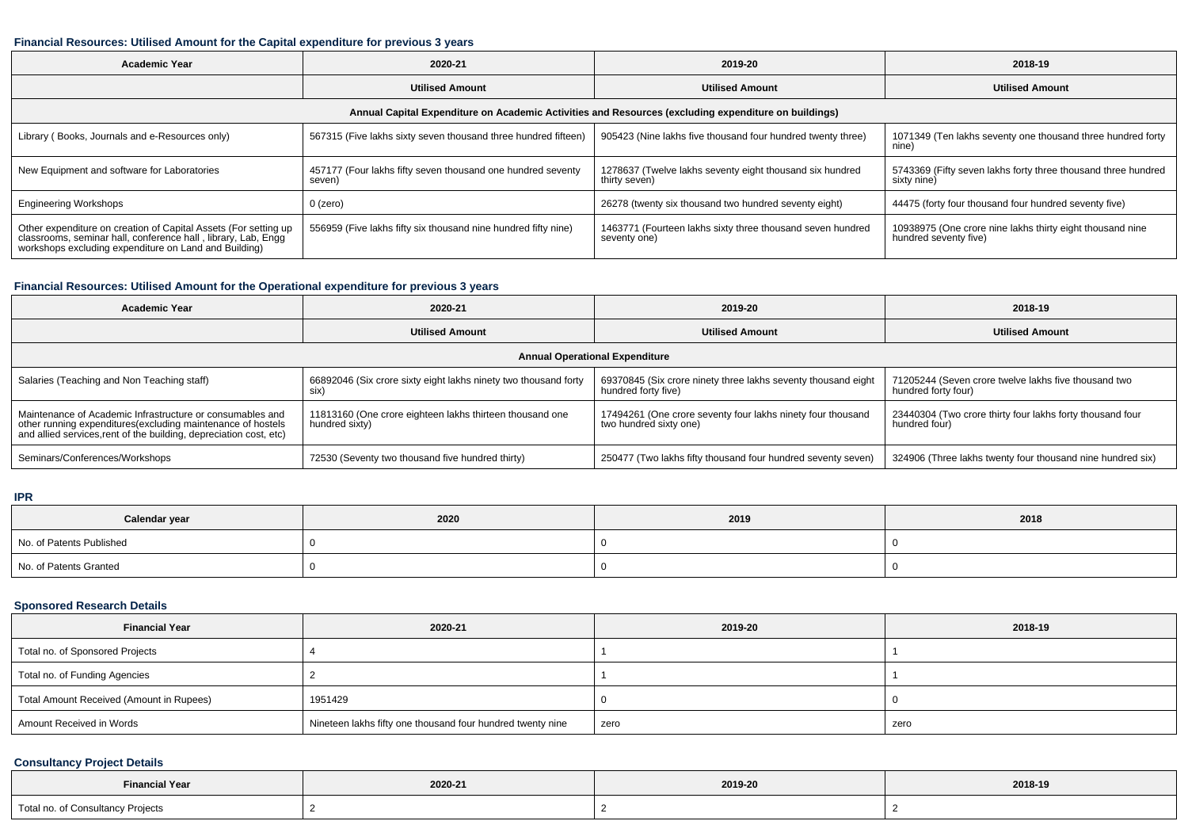### Financial Resources: Utilised Amount for the Capital expenditure for previous 3 years

| Academic Year | 2020-21 | 2019-20 | 2018-19 |
|---|---|---|---|
| | Utilised Amount | Utilised Amount | Utilised Amount |
| Annual Capital Expenditure on Academic Activities and Resources (excluding expenditure on buildings) | | | |
| Library ( Books, Journals and e-Resources only) | 567315 (Five lakhs sixty seven thousand three hundred fifteen) | 905423 (Nine lakhs five thousand four hundred twenty three) | 1071349 (Ten lakhs seventy one thousand three hundred forty nine) |
| New Equipment and software for Laboratories | 457177 (Four lakhs fifty seven thousand one hundred seventy seven) | 1278637 (Twelve lakhs seventy eight thousand six hundred thirty seven) | 5743369 (Fifty seven lakhs forty three thousand three hundred sixty nine) |
| Engineering Workshops | 0 (zero) | 26278 (twenty six thousand two hundred seventy eight) | 44475 (forty four thousand four hundred seventy five) |
| Other expenditure on creation of Capital Assets (For setting up classrooms, seminar hall, conference hall , library, Lab, Engg workshops excluding expenditure on Land and Building) | 556959 (Five lakhs fifty six thousand nine hundred fifty nine) | 1463771 (Fourteen lakhs sixty three thousand seven hundred seventy one) | 10938975 (One crore nine lakhs thirty eight thousand nine hundred seventy five) |

### Financial Resources: Utilised Amount for the Operational expenditure for previous 3 years

| Academic Year | 2020-21 | 2019-20 | 2018-19 |
|---|---|---|---|
| | Utilised Amount | Utilised Amount | Utilised Amount |
| Annual Operational Expenditure | | | |
| Salaries (Teaching and Non Teaching staff) | 66892046 (Six crore sixty eight lakhs ninety two thousand forty six) | 69370845 (Six crore ninety three lakhs seventy thousand eight hundred forty five) | 71205244 (Seven crore twelve lakhs five thousand two hundred forty four) |
| Maintenance of Academic Infrastructure or consumables and other running expenditures(excluding maintenance of hostels and allied services,rent of the building, depreciation cost, etc) | 11813160 (One crore eighteen lakhs thirteen thousand one hundred sixty) | 17494261 (One crore seventy four lakhs ninety four thousand two hundred sixty one) | 23440304 (Two crore thirty four lakhs forty thousand four hundred four) |
| Seminars/Conferences/Workshops | 72530 (Seventy two thousand five hundred thirty) | 250477 (Two lakhs fifty thousand four hundred seventy seven) | 324906 (Three lakhs twenty four thousand nine hundred six) |

### IPR

| Calendar year | 2020 | 2019 | 2018 |
|---|---|---|---|
| No. of Patents Published | 0 | 0 | 0 |
| No. of Patents Granted | 0 | 0 | 0 |

### Sponsored Research Details

| Financial Year | 2020-21 | 2019-20 | 2018-19 |
|---|---|---|---|
| Total no. of Sponsored Projects | 4 | 1 | 1 |
| Total no. of Funding Agencies | 2 | 1 | 1 |
| Total Amount Received (Amount in Rupees) | 1951429 | 0 | 0 |
| Amount Received in Words | Nineteen lakhs fifty one thousand four hundred twenty nine | zero | zero |

### Consultancy Project Details

| Financial Year | 2020-21 | 2019-20 | 2018-19 |
|---|---|---|---|
| Total no. of Consultancy Projects | 2 | 2 | 2 |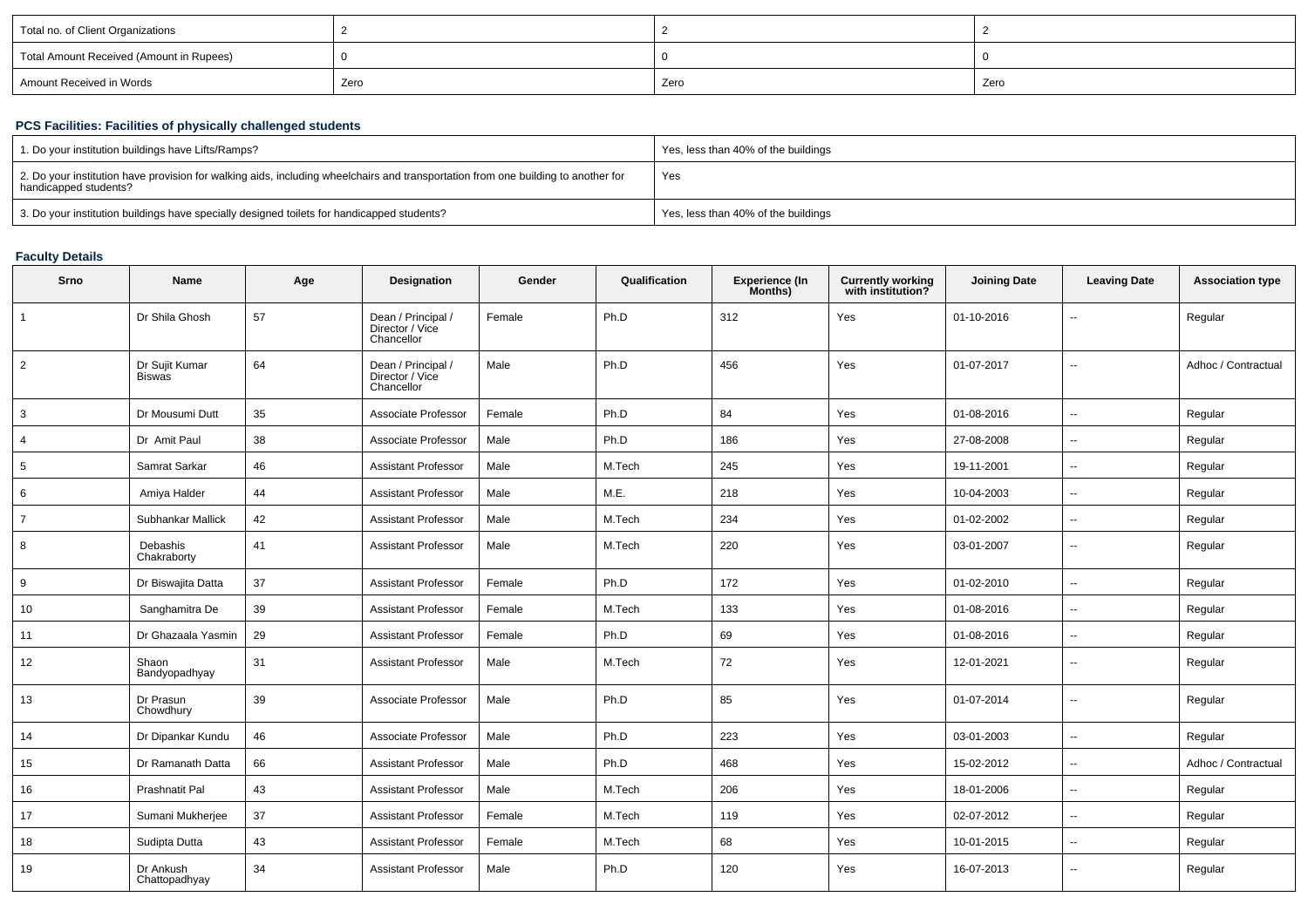| Total no. of Client Organizations | 2 | 2 | 2 |
|---|---|---|---|
| Total Amount Received (Amount in Rupees) | 0 | 0 | 0 |
| Amount Received in Words | Zero | Zero | Zero |

### PCS Facilities: Facilities of physically challenged students

| 1. Do your institution buildings have Lifts/Ramps? | Yes, less than 40% of the buildings |
|---|---|
| 2. Do your institution have provision for walking aids, including wheelchairs and transportation from one building to another for handicapped students? | Yes |
| 3. Do your institution buildings have specially designed toilets for handicapped students? | Yes, less than 40% of the buildings |

### Faculty Details

| Srno | Name | Age | Designation | Gender | Qualification | Experience (In Months) | Currently working with institution? | Joining Date | Leaving Date | Association type |
|---|---|---|---|---|---|---|---|---|---|---|
| 1 | Dr Shila Ghosh | 57 | Dean / Principal / Director / Vice Chancellor | Female | Ph.D | 312 | Yes | 01-10-2016 | -- | Regular |
| 2 | Dr Sujit Kumar Biswas | 64 | Dean / Principal / Director / Vice Chancellor | Male | Ph.D | 456 | Yes | 01-07-2017 | -- | Adhoc / Contractual |
| 3 | Dr Mousumi Dutt | 35 | Associate Professor | Female | Ph.D | 84 | Yes | 01-08-2016 | -- | Regular |
| 4 | Dr Amit Paul | 38 | Associate Professor | Male | Ph.D | 186 | Yes | 27-08-2008 | -- | Regular |
| 5 | Samrat Sarkar | 46 | Assistant Professor | Male | M.Tech | 245 | Yes | 19-11-2001 | -- | Regular |
| 6 | Amiya Halder | 44 | Assistant Professor | Male | M.E. | 218 | Yes | 10-04-2003 | -- | Regular |
| 7 | Subhankar Mallick | 42 | Assistant Professor | Male | M.Tech | 234 | Yes | 01-02-2002 | -- | Regular |
| 8 | Debashis Chakraborty | 41 | Assistant Professor | Male | M.Tech | 220 | Yes | 03-01-2007 | -- | Regular |
| 9 | Dr Biswajita Datta | 37 | Assistant Professor | Female | Ph.D | 172 | Yes | 01-02-2010 | -- | Regular |
| 10 | Sanghamitra De | 39 | Assistant Professor | Female | M.Tech | 133 | Yes | 01-08-2016 | -- | Regular |
| 11 | Dr Ghazaala Yasmin | 29 | Assistant Professor | Female | Ph.D | 69 | Yes | 01-08-2016 | -- | Regular |
| 12 | Shaon Bandyopadhyay | 31 | Assistant Professor | Male | M.Tech | 72 | Yes | 12-01-2021 | -- | Regular |
| 13 | Dr Prasun Chowdhury | 39 | Associate Professor | Male | Ph.D | 85 | Yes | 01-07-2014 | -- | Regular |
| 14 | Dr Dipankar Kundu | 46 | Associate Professor | Male | Ph.D | 223 | Yes | 03-01-2003 | -- | Regular |
| 15 | Dr Ramanath Datta | 66 | Assistant Professor | Male | Ph.D | 468 | Yes | 15-02-2012 | -- | Adhoc / Contractual |
| 16 | Prashnatit Pal | 43 | Assistant Professor | Male | M.Tech | 206 | Yes | 18-01-2006 | -- | Regular |
| 17 | Sumani Mukherjee | 37 | Assistant Professor | Female | M.Tech | 119 | Yes | 02-07-2012 | -- | Regular |
| 18 | Sudipta Dutta | 43 | Assistant Professor | Female | M.Tech | 68 | Yes | 10-01-2015 | -- | Regular |
| 19 | Dr Ankush Chattopadhyay | 34 | Assistant Professor | Male | Ph.D | 120 | Yes | 16-07-2013 | -- | Regular |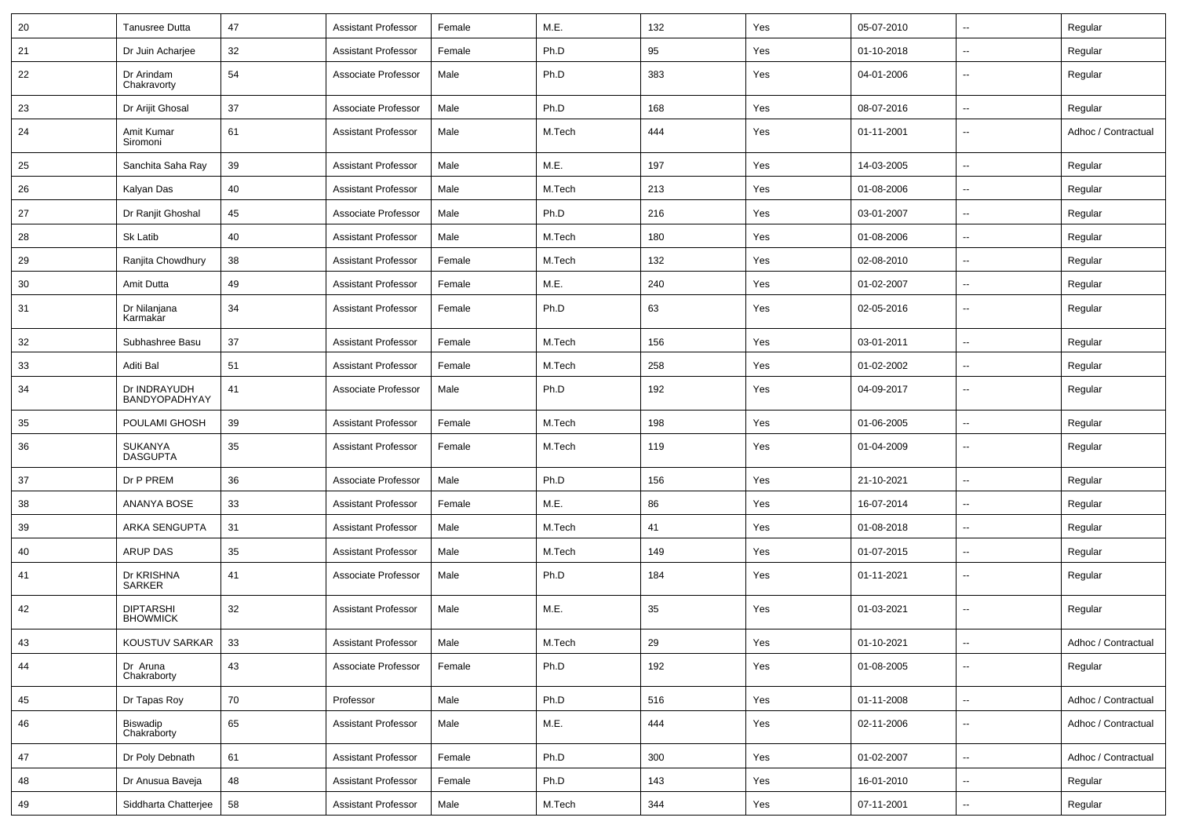| 20 | Tanusree Dutta | 47 | Assistant Professor | Female | M.E. | 132 | Yes | 05-07-2010 | -- | Regular |
|---|---|---|---|---|---|---|---|---|---|---|
| 21 | Dr Juin Acharjee | 32 | Assistant Professor | Female | Ph.D | 95 | Yes | 01-10-2018 | -- | Regular |
| 22 | Dr Arindam Chakravorty | 54 | Associate Professor | Male | Ph.D | 383 | Yes | 04-01-2006 | -- | Regular |
| 23 | Dr Arijit Ghosal | 37 | Associate Professor | Male | Ph.D | 168 | Yes | 08-07-2016 | -- | Regular |
| 24 | Amit Kumar Siromoni | 61 | Assistant Professor | Male | M.Tech | 444 | Yes | 01-11-2001 | -- | Adhoc / Contractual |
| 25 | Sanchita Saha Ray | 39 | Assistant Professor | Male | M.E. | 197 | Yes | 14-03-2005 | -- | Regular |
| 26 | Kalyan Das | 40 | Assistant Professor | Male | M.Tech | 213 | Yes | 01-08-2006 | -- | Regular |
| 27 | Dr Ranjit Ghoshal | 45 | Associate Professor | Male | Ph.D | 216 | Yes | 03-01-2007 | -- | Regular |
| 28 | Sk Latib | 40 | Assistant Professor | Male | M.Tech | 180 | Yes | 01-08-2006 | -- | Regular |
| 29 | Ranjita Chowdhury | 38 | Assistant Professor | Female | M.Tech | 132 | Yes | 02-08-2010 | -- | Regular |
| 30 | Amit Dutta | 49 | Assistant Professor | Female | M.E. | 240 | Yes | 01-02-2007 | -- | Regular |
| 31 | Dr Nilanjana Karmakar | 34 | Assistant Professor | Female | Ph.D | 63 | Yes | 02-05-2016 | -- | Regular |
| 32 | Subhashree Basu | 37 | Assistant Professor | Female | M.Tech | 156 | Yes | 03-01-2011 | -- | Regular |
| 33 | Aditi Bal | 51 | Assistant Professor | Female | M.Tech | 258 | Yes | 01-02-2002 | -- | Regular |
| 34 | Dr INDRAYUDH BANDYOPADHYAY | 41 | Associate Professor | Male | Ph.D | 192 | Yes | 04-09-2017 | -- | Regular |
| 35 | POULAMI GHOSH | 39 | Assistant Professor | Female | M.Tech | 198 | Yes | 01-06-2005 | -- | Regular |
| 36 | SUKANYA DASGUPTA | 35 | Assistant Professor | Female | M.Tech | 119 | Yes | 01-04-2009 | -- | Regular |
| 37 | Dr P PREM | 36 | Associate Professor | Male | Ph.D | 156 | Yes | 21-10-2021 | -- | Regular |
| 38 | ANANYA BOSE | 33 | Assistant Professor | Female | M.E. | 86 | Yes | 16-07-2014 | -- | Regular |
| 39 | ARKA SENGUPTA | 31 | Assistant Professor | Male | M.Tech | 41 | Yes | 01-08-2018 | -- | Regular |
| 40 | ARUP DAS | 35 | Assistant Professor | Male | M.Tech | 149 | Yes | 01-07-2015 | -- | Regular |
| 41 | Dr KRISHNA SARKER | 41 | Associate Professor | Male | Ph.D | 184 | Yes | 01-11-2021 | -- | Regular |
| 42 | DIPTARSHI BHOWMICK | 32 | Assistant Professor | Male | M.E. | 35 | Yes | 01-03-2021 | -- | Regular |
| 43 | KOUSTUV SARKAR | 33 | Assistant Professor | Male | M.Tech | 29 | Yes | 01-10-2021 | -- | Adhoc / Contractual |
| 44 | Dr Aruna Chakraborty | 43 | Associate Professor | Female | Ph.D | 192 | Yes | 01-08-2005 | -- | Regular |
| 45 | Dr Tapas Roy | 70 | Professor | Male | Ph.D | 516 | Yes | 01-11-2008 | -- | Adhoc / Contractual |
| 46 | Biswadip Chakraborty | 65 | Assistant Professor | Male | M.E. | 444 | Yes | 02-11-2006 | -- | Adhoc / Contractual |
| 47 | Dr Poly Debnath | 61 | Assistant Professor | Female | Ph.D | 300 | Yes | 01-02-2007 | -- | Adhoc / Contractual |
| 48 | Dr Anusua Baveja | 48 | Assistant Professor | Female | Ph.D | 143 | Yes | 16-01-2010 | -- | Regular |
| 49 | Siddharta Chatterjee | 58 | Assistant Professor | Male | M.Tech | 344 | Yes | 07-11-2001 | -- | Regular |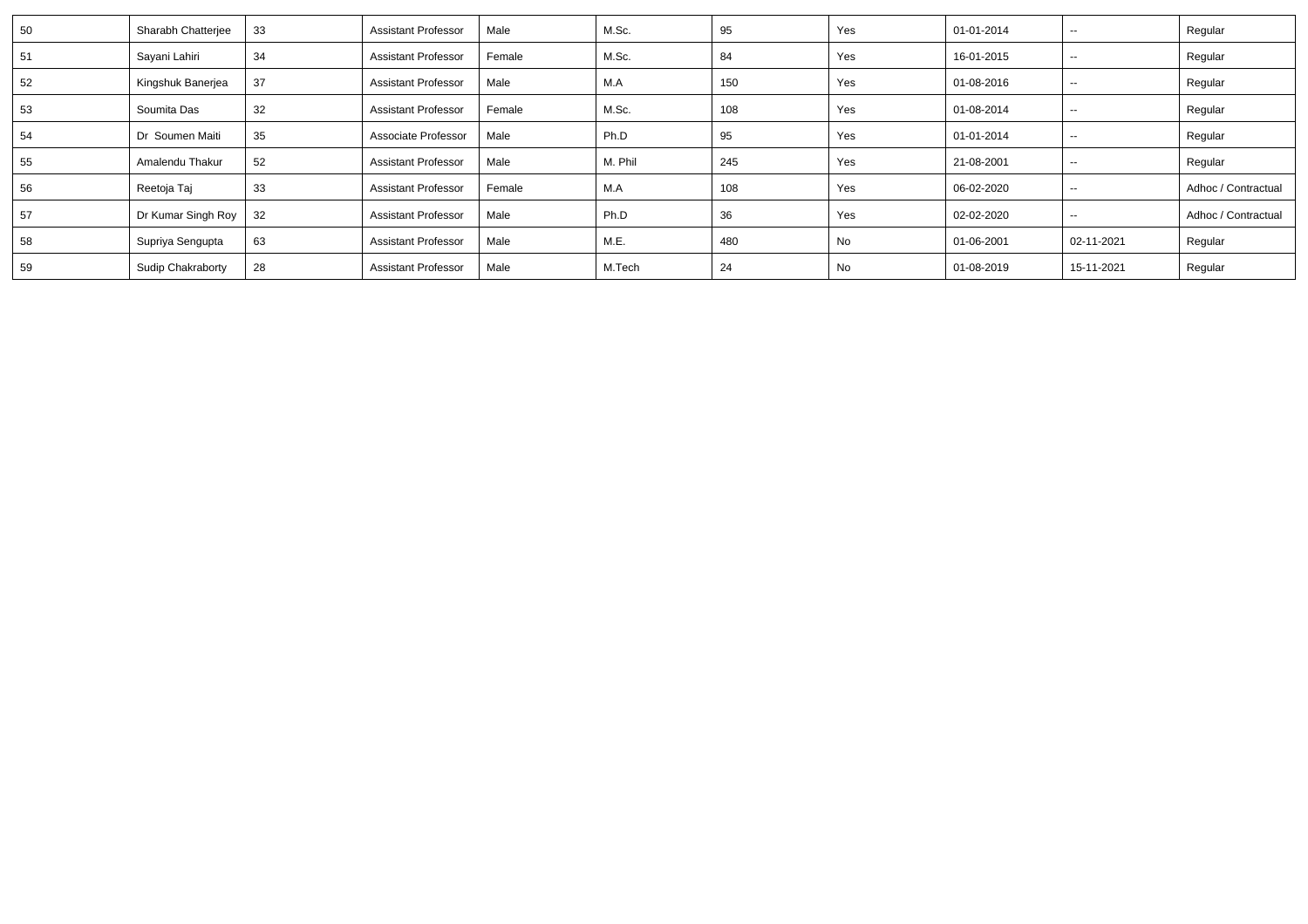| | | | | | | | | | | |
|---|---|---|---|---|---|---|---|---|---|---|
| 50 | Sharabh Chatterjee | 33 | Assistant Professor | Male | M.Sc. | 95 | Yes | 01-01-2014 | -- | Regular |
| 51 | Sayani Lahiri | 34 | Assistant Professor | Female | M.Sc. | 84 | Yes | 16-01-2015 | -- | Regular |
| 52 | Kingshuk Banerjea | 37 | Assistant Professor | Male | M.A | 150 | Yes | 01-08-2016 | -- | Regular |
| 53 | Soumita Das | 32 | Assistant Professor | Female | M.Sc. | 108 | Yes | 01-08-2014 | -- | Regular |
| 54 | Dr Soumen Maiti | 35 | Associate Professor | Male | Ph.D | 95 | Yes | 01-01-2014 | -- | Regular |
| 55 | Amalendu Thakur | 52 | Assistant Professor | Male | M. Phil | 245 | Yes | 21-08-2001 | -- | Regular |
| 56 | Reetoja Taj | 33 | Assistant Professor | Female | M.A | 108 | Yes | 06-02-2020 | -- | Adhoc / Contractual |
| 57 | Dr Kumar Singh Roy | 32 | Assistant Professor | Male | Ph.D | 36 | Yes | 02-02-2020 | -- | Adhoc / Contractual |
| 58 | Supriya Sengupta | 63 | Assistant Professor | Male | M.E. | 480 | No | 01-06-2001 | 02-11-2021 | Regular |
| 59 | Sudip Chakraborty | 28 | Assistant Professor | Male | M.Tech | 24 | No | 01-08-2019 | 15-11-2021 | Regular |